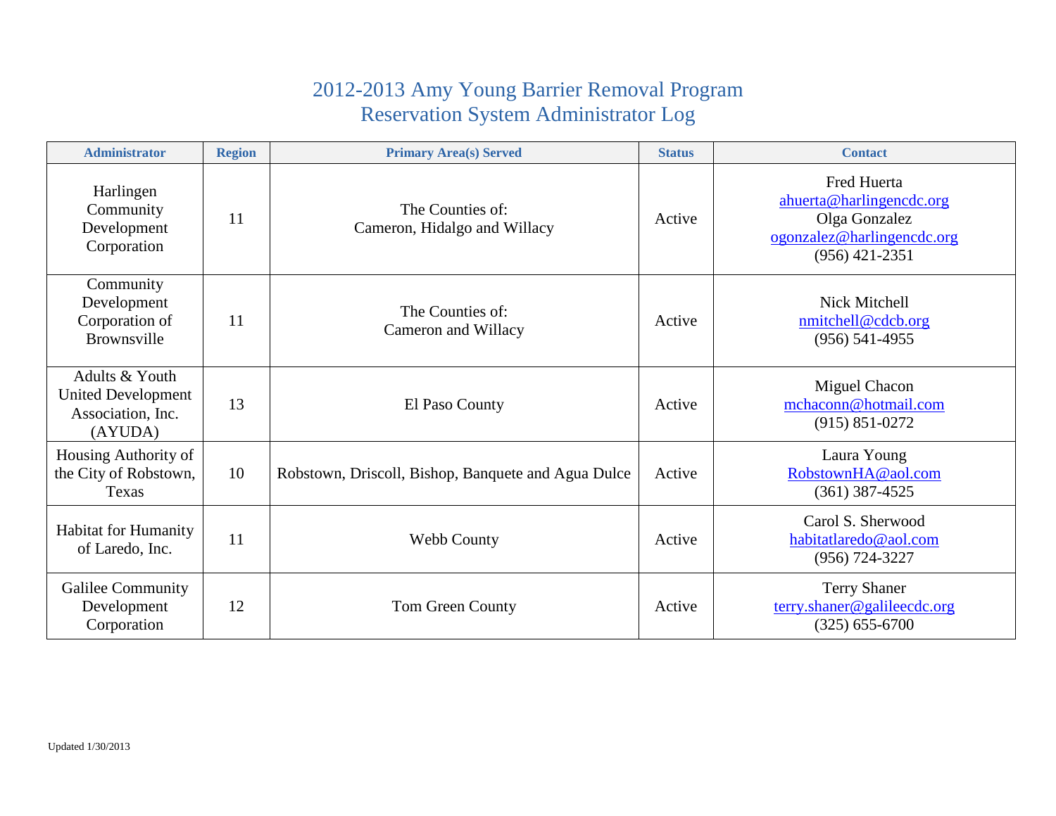# 2012-2013 Amy Young Barrier Removal Program
# Reservation System Administrator Log

| Administrator | Region | Primary Area(s) Served | Status | Contact |
|---|---|---|---|---|
| Harlingen Community Development Corporation | 11 | The Counties of: Cameron, Hidalgo and Willacy | Active | Fred Huerta ahuerta@harlingencdc.org Olga Gonzalez ogonzalez@harlingencdc.org (956) 421-2351 |
| Community Development Corporation of Brownsville | 11 | The Counties of: Cameron and Willacy | Active | Nick Mitchell nmitchell@cdcb.org (956) 541-4955 |
| Adults & Youth United Development Association, Inc. (AYUDA) | 13 | El Paso County | Active | Miguel Chacon mchaconn@hotmail.com (915) 851-0272 |
| Housing Authority of the City of Robstown, Texas | 10 | Robstown, Driscoll, Bishop, Banquete and Agua Dulce | Active | Laura Young RobstownHA@aol.com (361) 387-4525 |
| Habitat for Humanity of Laredo, Inc. | 11 | Webb County | Active | Carol S. Sherwood habitatlaredo@aol.com (956) 724-3227 |
| Galilee Community Development Corporation | 12 | Tom Green County | Active | Terry Shaner terry.shaner@galileecdc.org (325) 655-6700 |

Updated 1/30/2013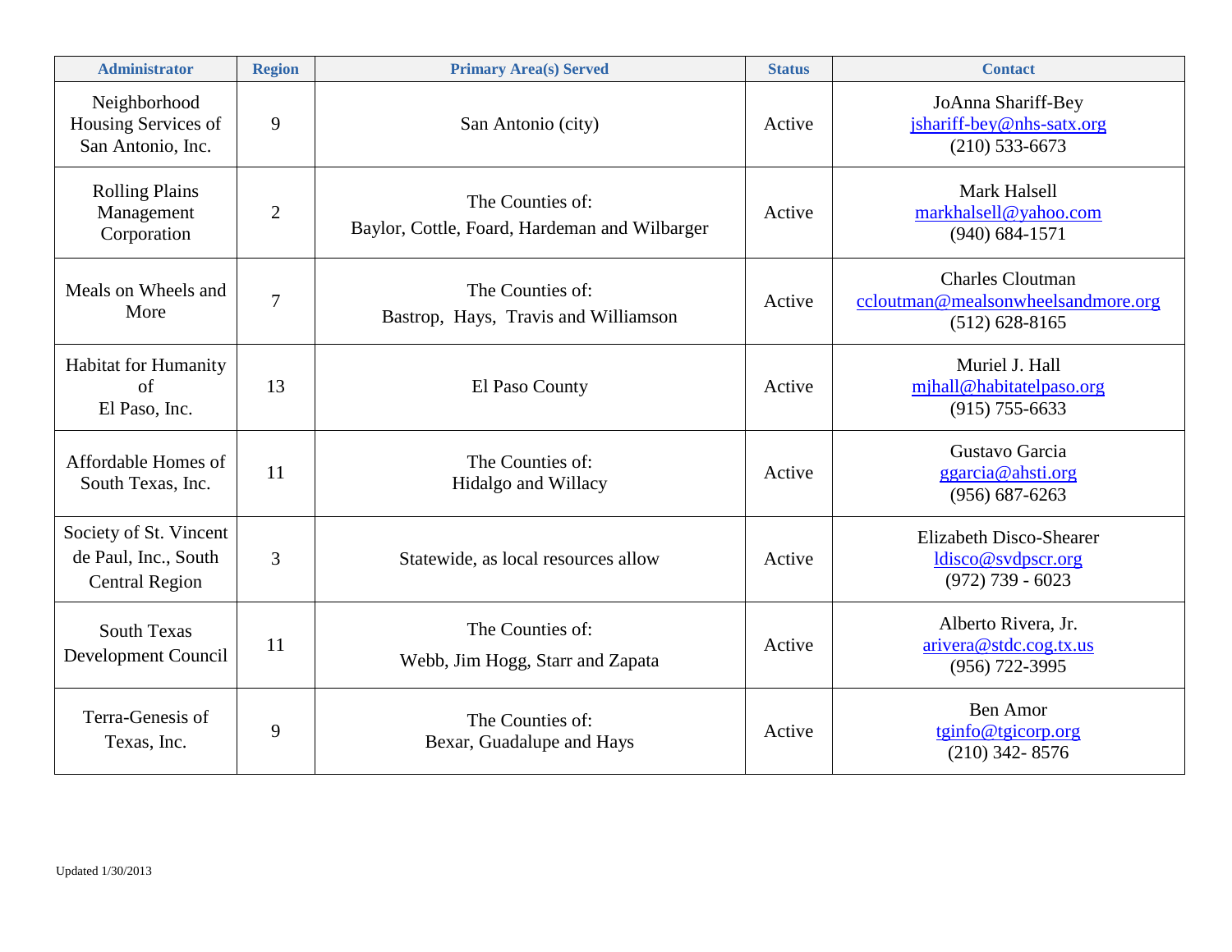| Administrator | Region | Primary Area(s) Served | Status | Contact |
|---|---|---|---|---|
| Neighborhood Housing Services of San Antonio, Inc. | 9 | San Antonio (city) | Active | JoAnna Shariff-Bey<br>jshariff-bey@nhs-satx.org<br>(210) 533-6673 |
| Rolling Plains Management Corporation | 2 | The Counties of:<br>Baylor, Cottle, Foard, Hardeman and Wilbarger | Active | Mark Halsell<br>markhalsell@yahoo.com<br>(940) 684-1571 |
| Meals on Wheels and More | 7 | The Counties of:<br>Bastrop, Hays, Travis and Williamson | Active | Charles Cloutman<br>ccloutman@mealsonwheelsandmore.org<br>(512) 628-8165 |
| Habitat for Humanity of El Paso, Inc. | 13 | El Paso County | Active | Muriel J. Hall<br>mjhall@habitatelpaso.org<br>(915) 755-6633 |
| Affordable Homes of South Texas, Inc. | 11 | The Counties of:<br>Hidalgo and Willacy | Active | Gustavo Garcia<br>ggarcia@ahsti.org<br>(956) 687-6263 |
| Society of St. Vincent de Paul, Inc., South Central Region | 3 | Statewide, as local resources allow | Active | Elizabeth Disco-Shearer<br>ldisco@svdpscr.org<br>(972) 739 - 6023 |
| South Texas Development Council | 11 | The Counties of:<br>Webb, Jim Hogg, Starr and Zapata | Active | Alberto Rivera, Jr.<br>arivera@stdc.cog.tx.us<br>(956) 722-3995 |
| Terra-Genesis of Texas, Inc. | 9 | The Counties of:<br>Bexar, Guadalupe and Hays | Active | Ben Amor<br>tginfo@tgicorp.org<br>(210) 342- 8576 |

Updated 1/30/2013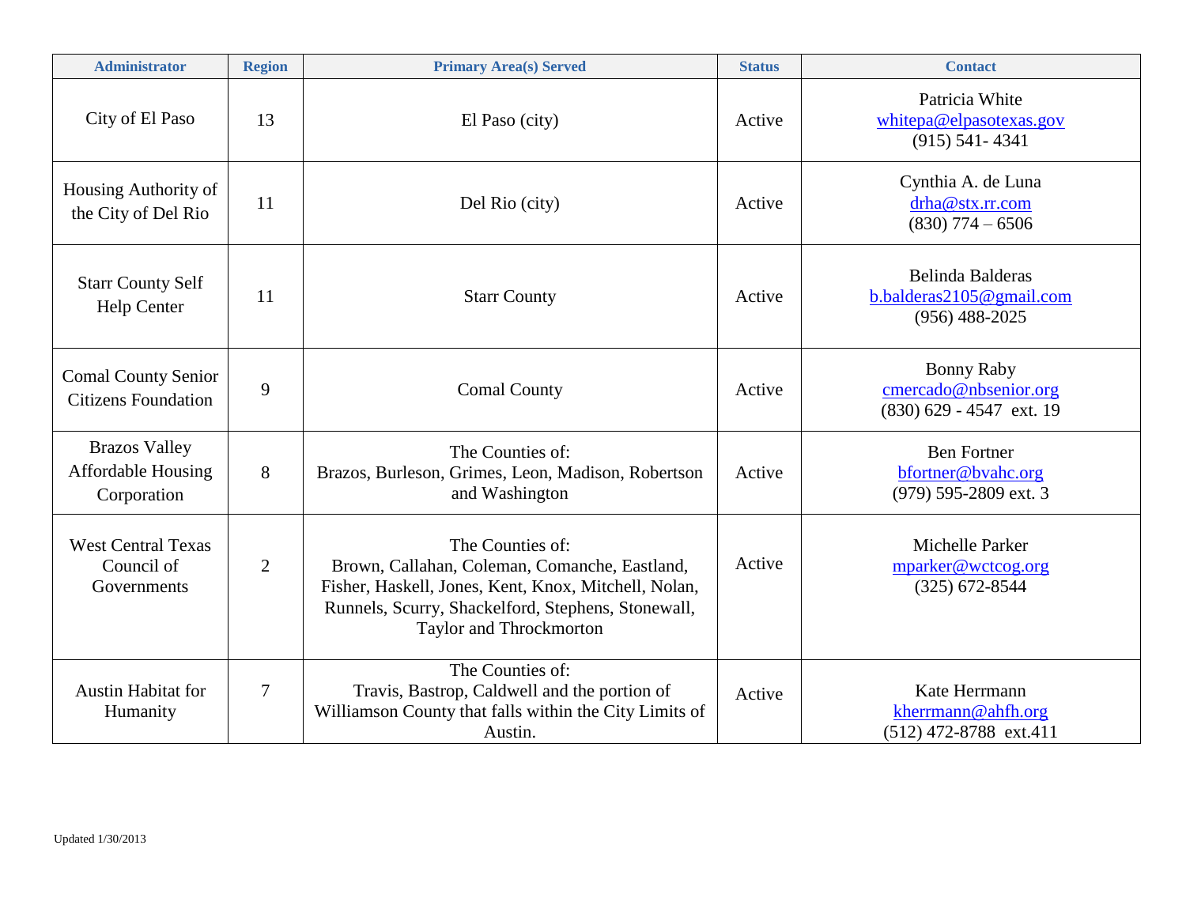| Administrator | Region | Primary Area(s) Served | Status | Contact |
| --- | --- | --- | --- | --- |
| City of El Paso | 13 | El Paso (city) | Active | Patricia White<br>whitepa@elpasotexas.gov<br>(915) 541- 4341 |
| Housing Authority of the City of Del Rio | 11 | Del Rio (city) | Active | Cynthia A. de Luna<br>drha@stx.rr.com<br>(830) 774 – 6506 |
| Starr County Self Help Center | 11 | Starr County | Active | Belinda Balderas<br>b.balderas2105@gmail.com<br>(956) 488-2025 |
| Comal County Senior Citizens Foundation | 9 | Comal County | Active | Bonny Raby<br>cmercado@nbsenior.org<br>(830) 629 - 4547 ext. 19 |
| Brazos Valley Affordable Housing Corporation | 8 | The Counties of:<br>Brazos, Burleson, Grimes, Leon, Madison, Robertson and Washington | Active | Ben Fortner<br>bfortner@bvahc.org<br>(979) 595-2809 ext. 3 |
| West Central Texas Council of Governments | 2 | The Counties of:<br>Brown, Callahan, Coleman, Comanche, Eastland, Fisher, Haskell, Jones, Kent, Knox, Mitchell, Nolan, Runnels, Scurry, Shackelford, Stephens, Stonewall, Taylor and Throckmorton | Active | Michelle Parker<br>mparker@wctcog.org<br>(325) 672-8544 |
| Austin Habitat for Humanity | 7 | The Counties of:<br>Travis, Bastrop, Caldwell and the portion of Williamson County that falls within the City Limits of Austin. | Active | Kate Herrmann<br>kherrmann@ahfh.org<br>(512) 472-8788 ext.411 |

Updated 1/30/2013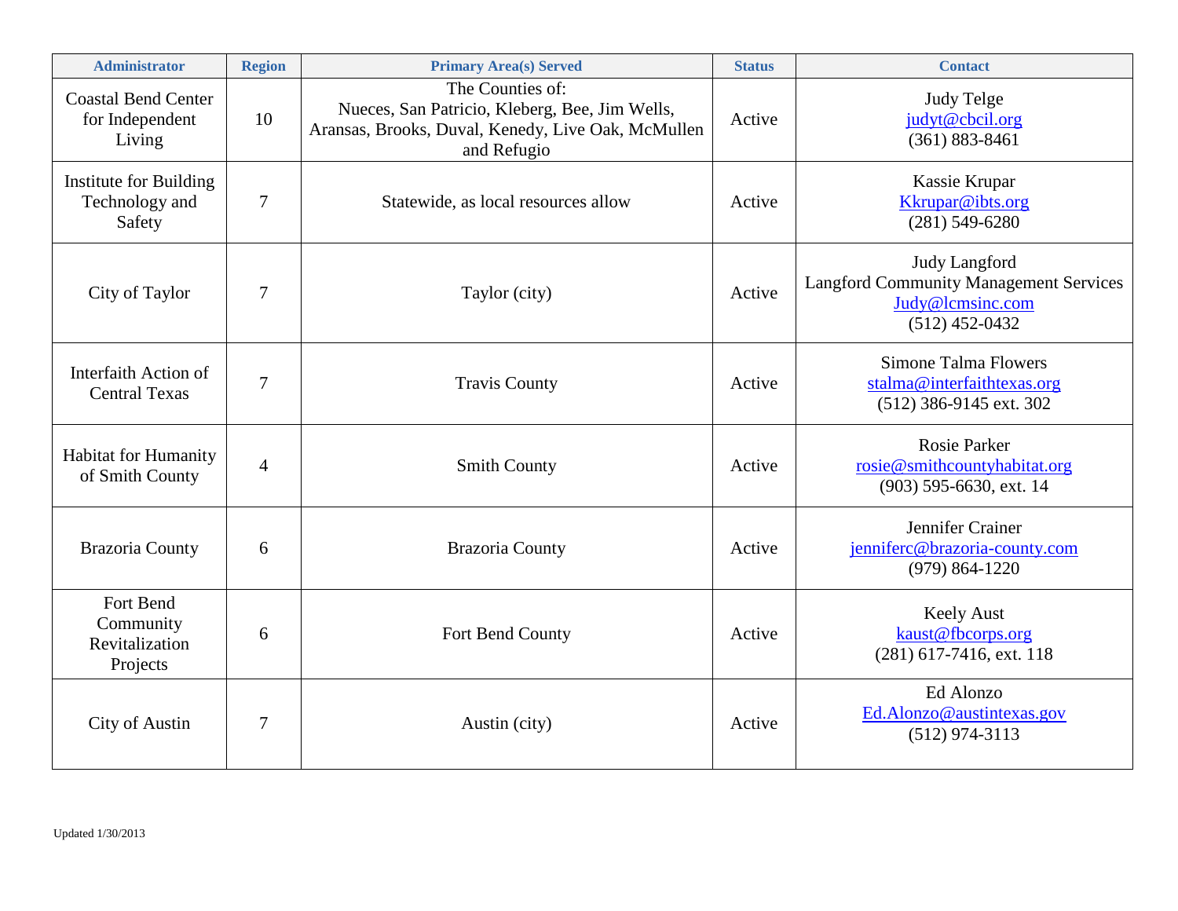| Administrator | Region | Primary Area(s) Served | Status | Contact |
|---|---|---|---|---|
| Coastal Bend Center for Independent Living | 10 | The Counties of: Nueces, San Patricio, Kleberg, Bee, Jim Wells, Aransas, Brooks, Duval, Kenedy, Live Oak, McMullen and Refugio | Active | Judy Telge<br>judyt@cbcil.org<br>(361) 883-8461 |
| Institute for Building Technology and Safety | 7 | Statewide, as local resources allow | Active | Kassie Krupar<br>Kkrupar@ibts.org<br>(281) 549-6280 |
| City of Taylor | 7 | Taylor (city) | Active | Judy Langford<br>Langford Community Management Services<br>Judy@lcmsinc.com<br>(512) 452-0432 |
| Interfaith Action of Central Texas | 7 | Travis County | Active | Simone Talma Flowers<br>stalma@interfaithtexas.org<br>(512) 386-9145 ext. 302 |
| Habitat for Humanity of Smith County | 4 | Smith County | Active | Rosie Parker<br>rosie@smithcountyhabitat.org<br>(903) 595-6630, ext. 14 |
| Brazoria County | 6 | Brazoria County | Active | Jennifer Crainer<br>jenniferc@brazoria-county.com<br>(979) 864-1220 |
| Fort Bend Community Revitalization Projects | 6 | Fort Bend County | Active | Keely Aust<br>kaust@fbcorps.org<br>(281) 617-7416, ext. 118 |
| City of Austin | 7 | Austin (city) | Active | Ed Alonzo<br>Ed.Alonzo@austintexas.gov<br>(512) 974-3113 |

Updated 1/30/2013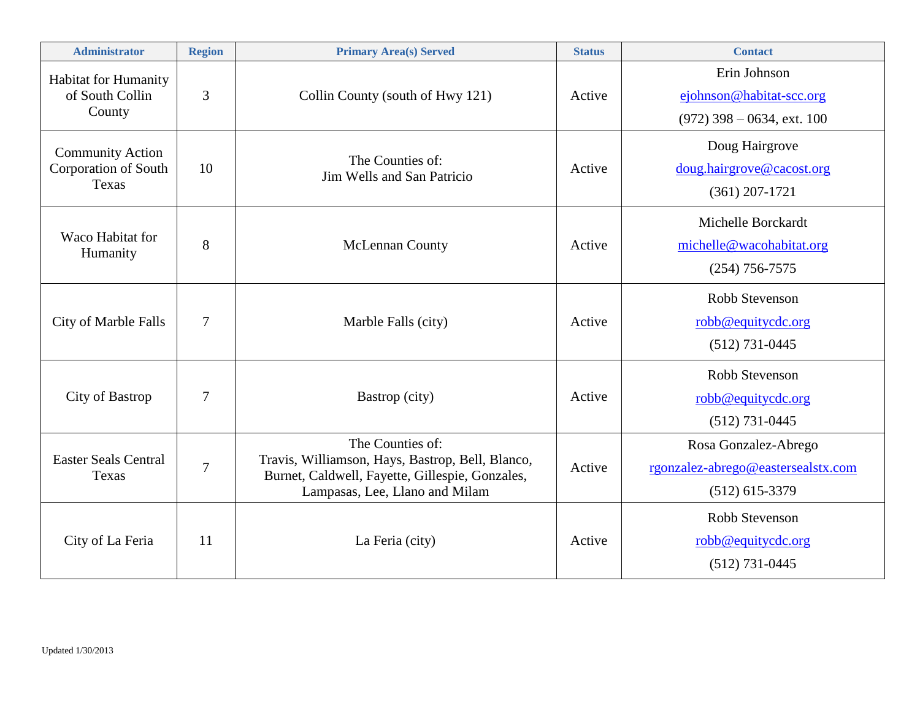| Administrator | Region | Primary Area(s) Served | Status | Contact |
|---|---|---|---|---|
| Habitat for Humanity of South Collin County | 3 | Collin County (south of Hwy 121) | Active | Erin Johnson<br>ejohnson@habitat-scc.org<br>(972) 398 – 0634, ext. 100 |
| Community Action Corporation of South Texas | 10 | The Counties of:<br>Jim Wells and San Patricio | Active | Doug Hairgrove<br>doug.hairgrove@cacost.org<br>(361) 207-1721 |
| Waco Habitat for Humanity | 8 | McLennan County | Active | Michelle Borckardt<br>michelle@wacohabitat.org<br>(254) 756-7575 |
| City of Marble Falls | 7 | Marble Falls (city) | Active | Robb Stevenson<br>robb@equitycdc.org<br>(512) 731-0445 |
| City of Bastrop | 7 | Bastrop (city) | Active | Robb Stevenson<br>robb@equitycdc.org<br>(512) 731-0445 |
| Easter Seals Central Texas | 7 | The Counties of:<br>Travis, Williamson, Hays, Bastrop, Bell, Blanco, Burnet, Caldwell, Fayette, Gillespie, Gonzales, Lampasas, Lee, Llano and Milam | Active | Rosa Gonzalez-Abrego<br>rgonzalez-abrego@eastersealstx.com<br>(512) 615-3379 |
| City of La Feria | 11 | La Feria (city) | Active | Robb Stevenson<br>robb@equitycdc.org<br>(512) 731-0445 |

Updated 1/30/2013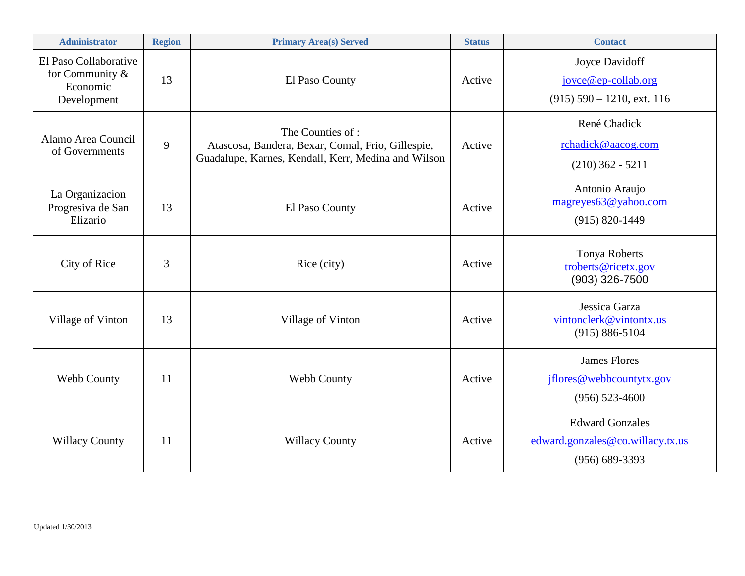| Administrator | Region | Primary Area(s) Served | Status | Contact |
| --- | --- | --- | --- | --- |
| El Paso Collaborative for Community & Economic Development | 13 | El Paso County | Active | Joyce Davidoff<br>joyce@ep-collab.org<br>(915) 590 – 1210, ext. 116 |
| Alamo Area Council of Governments | 9 | The Counties of :<br>Atascosa, Bandera, Bexar, Comal, Frio, Gillespie, Guadalupe, Karnes, Kendall, Kerr, Medina and Wilson | Active | René Chadick<br>rchadick@aacog.com<br>(210) 362 - 5211 |
| La Organizacion Progresiva de San Elizario | 13 | El Paso County | Active | Antonio Araujo<br>magreyes63@yahoo.com<br>(915) 820-1449 |
| City of Rice | 3 | Rice (city) | Active | Tonya Roberts<br>troberts@ricetx.gov<br>(903) 326-7500 |
| Village of Vinton | 13 | Village of Vinton | Active | Jessica Garza<br>vintonclerk@vintontx.us<br>(915) 886-5104 |
| Webb County | 11 | Webb County | Active | James Flores<br>jflores@webbcountytx.gov<br>(956) 523-4600 |
| Willacy County | 11 | Willacy County | Active | Edward Gonzales<br>edward.gonzales@co.willacy.tx.us<br>(956) 689-3393 |

Updated 1/30/2013